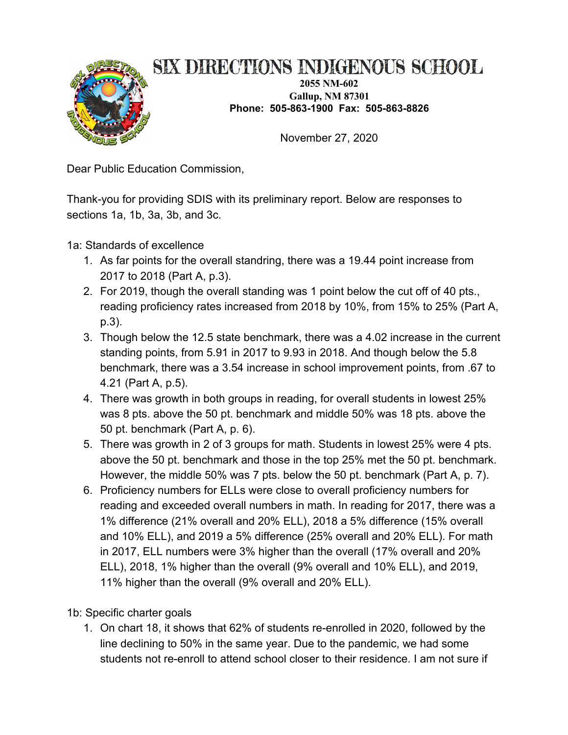# SIX DIRECTIONS INDIGENOUS SCHOOL

**2055 NM-602**
**Gallup, NM 87301**
**Phone: 505-863-1900 Fax: 505-863-8826**

November 27, 2020

Dear Public Education Commission,

Thank-you for providing SDIS with its preliminary report. Below are responses to sections 1a, 1b, 3a, 3b, and 3c.

1a: Standards of excellence

1. As far points for the overall standring, there was a 19.44 point increase from 2017 to 2018 (Part A, p.3).
2. For 2019, though the overall standing was 1 point below the cut off of 40 pts., reading proficiency rates increased from 2018 by 10%, from 15% to 25% (Part A, p.3).
3. Though below the 12.5 state benchmark, there was a 4.02 increase in the current standing points, from 5.91 in 2017 to 9.93 in 2018. And though below the 5.8 benchmark, there was a 3.54 increase in school improvement points, from .67 to 4.21 (Part A, p.5).
4. There was growth in both groups in reading, for overall students in lowest 25% was 8 pts. above the 50 pt. benchmark and middle 50% was 18 pts. above the 50 pt. benchmark (Part A, p. 6).
5. There was growth in 2 of 3 groups for math. Students in lowest 25% were 4 pts. above the 50 pt. benchmark and those in the top 25% met the 50 pt. benchmark. However, the middle 50% was 7 pts. below the 50 pt. benchmark (Part A, p. 7).
6. Proficiency numbers for ELLs were close to overall proficiency numbers for reading and exceeded overall numbers in math. In reading for 2017, there was a 1% difference (21% overall and 20% ELL), 2018 a 5% difference (15% overall and 10% ELL), and 2019 a 5% difference (25% overall and 20% ELL). For math in 2017, ELL numbers were 3% higher than the overall (17% overall and 20% ELL), 2018, 1% higher than the overall (9% overall and 10% ELL), and 2019, 11% higher than the overall (9% overall and 20% ELL).

1b: Specific charter goals

1. On chart 18, it shows that 62% of students re-enrolled in 2020, followed by the line declining to 50% in the same year. Due to the pandemic, we had some students not re-enroll to attend school closer to their residence. I am not sure if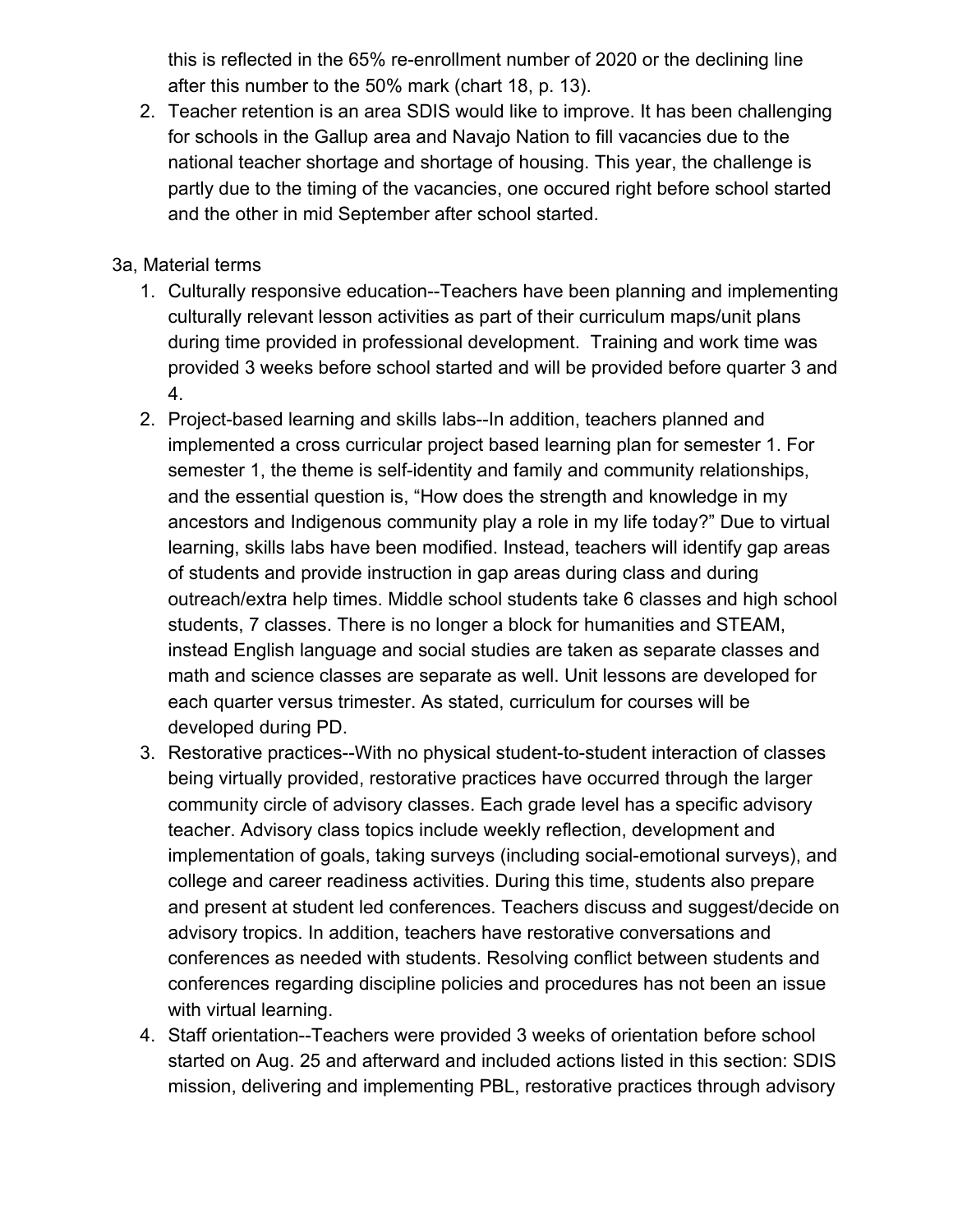this is reflected in the 65% re-enrollment number of 2020 or the declining line after this number to the 50% mark (chart 18, p. 13).

2. Teacher retention is an area SDIS would like to improve. It has been challenging for schools in the Gallup area and Navajo Nation to fill vacancies due to the national teacher shortage and shortage of housing. This year, the challenge is partly due to the timing of the vacancies, one occured right before school started and the other in mid September after school started.

3a, Material terms

1. Culturally responsive education--Teachers have been planning and implementing culturally relevant lesson activities as part of their curriculum maps/unit plans during time provided in professional development. Training and work time was provided 3 weeks before school started and will be provided before quarter 3 and 4.
2. Project-based learning and skills labs--In addition, teachers planned and implemented a cross curricular project based learning plan for semester 1. For semester 1, the theme is self-identity and family and community relationships, and the essential question is, "How does the strength and knowledge in my ancestors and Indigenous community play a role in my life today?" Due to virtual learning, skills labs have been modified. Instead, teachers will identify gap areas of students and provide instruction in gap areas during class and during outreach/extra help times. Middle school students take 6 classes and high school students, 7 classes. There is no longer a block for humanities and STEAM, instead English language and social studies are taken as separate classes and math and science classes are separate as well. Unit lessons are developed for each quarter versus trimester. As stated, curriculum for courses will be developed during PD.
3. Restorative practices--With no physical student-to-student interaction of classes being virtually provided, restorative practices have occurred through the larger community circle of advisory classes. Each grade level has a specific advisory teacher. Advisory class topics include weekly reflection, development and implementation of goals, taking surveys (including social-emotional surveys), and college and career readiness activities. During this time, students also prepare and present at student led conferences. Teachers discuss and suggest/decide on advisory tropics. In addition, teachers have restorative conversations and conferences as needed with students. Resolving conflict between students and conferences regarding discipline policies and procedures has not been an issue with virtual learning.
4. Staff orientation--Teachers were provided 3 weeks of orientation before school started on Aug. 25 and afterward and included actions listed in this section: SDIS mission, delivering and implementing PBL, restorative practices through advisory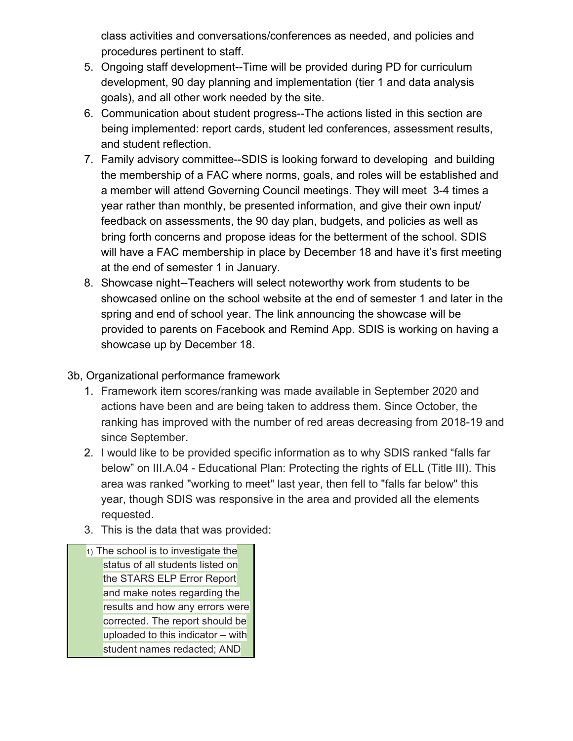class activities and conversations/conferences as needed, and policies and procedures pertinent to staff.

5. Ongoing staff development--Time will be provided during PD for curriculum development, 90 day planning and implementation (tier 1 and data analysis goals), and all other work needed by the site.
6. Communication about student progress--The actions listed in this section are being implemented: report cards, student led conferences, assessment results, and student reflection.
7. Family advisory committee--SDIS is looking forward to developing and building the membership of a FAC where norms, goals, and roles will be established and a member will attend Governing Council meetings. They will meet 3-4 times a year rather than monthly, be presented information, and give their own input/ feedback on assessments, the 90 day plan, budgets, and policies as well as bring forth concerns and propose ideas for the betterment of the school. SDIS will have a FAC membership in place by December 18 and have it's first meeting at the end of semester 1 in January.
8. Showcase night--Teachers will select noteworthy work from students to be showcased online on the school website at the end of semester 1 and later in the spring and end of school year. The link announcing the showcase will be provided to parents on Facebook and Remind App. SDIS is working on having a showcase up by December 18.

3b, Organizational performance framework

1. Framework item scores/ranking was made available in September 2020 and actions have been and are being taken to address them. Since October, the ranking has improved with the number of red areas decreasing from 2018-19 and since September.
2. I would like to be provided specific information as to why SDIS ranked "falls far below" on III.A.04 - Educational Plan: Protecting the rights of ELL (Title III). This area was ranked "working to meet" last year, then fell to "falls far below" this year, though SDIS was responsive in the area and provided all the elements requested.
3. This is the data that was provided:

| 1) The school is to investigate the status of all students listed on the STARS ELP Error Report and make notes regarding the results and how any errors were corrected. The report should be uploaded to this indicator – with student names redacted; AND |
|---|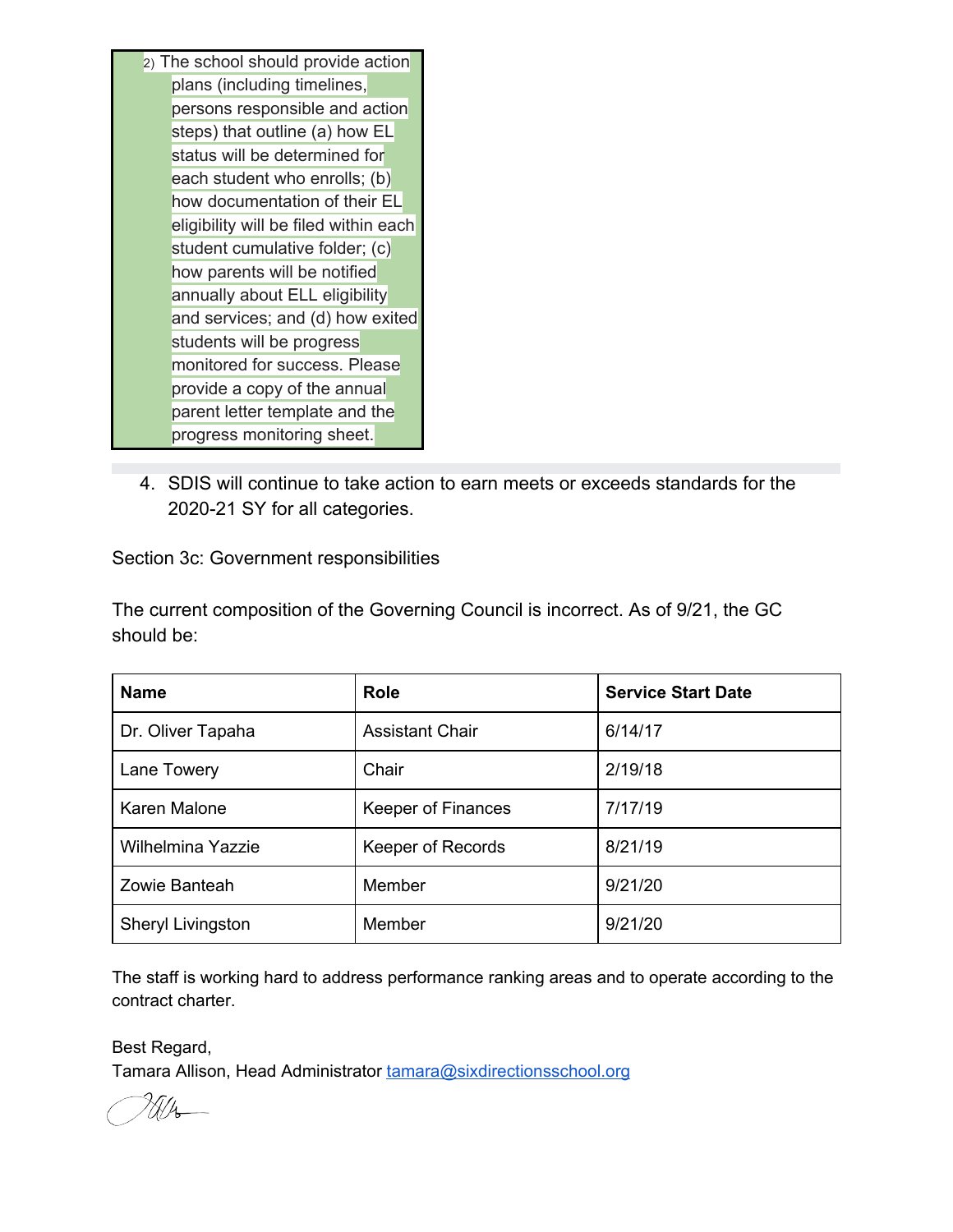2) The school should provide action plans (including timelines, persons responsible and action steps) that outline (a) how EL status will be determined for each student who enrolls; (b) how documentation of their EL eligibility will be filed within each student cumulative folder; (c) how parents will be notified annually about ELL eligibility and services; and (d) how exited students will be progress monitored for success. Please provide a copy of the annual parent letter template and the progress monitoring sheet.

4. SDIS will continue to take action to earn meets or exceeds standards for the 2020-21 SY for all categories.

Section 3c: Government responsibilities

The current composition of the Governing Council is incorrect. As of 9/21, the GC should be:

| Name | Role | Service Start Date |
|---|---|---|
| Dr. Oliver Tapaha | Assistant Chair | 6/14/17 |
| Lane Towery | Chair | 2/19/18 |
| Karen Malone | Keeper of Finances | 7/17/19 |
| Wilhelmina Yazzie | Keeper of Records | 8/21/19 |
| Zowie Banteah | Member | 9/21/20 |
| Sheryl Livingston | Member | 9/21/20 |

The staff is working hard to address performance ranking areas and to operate according to the contract charter.

Best Regard,
Tamara Allison, Head Administrator tamara@sixdirectionsschool.org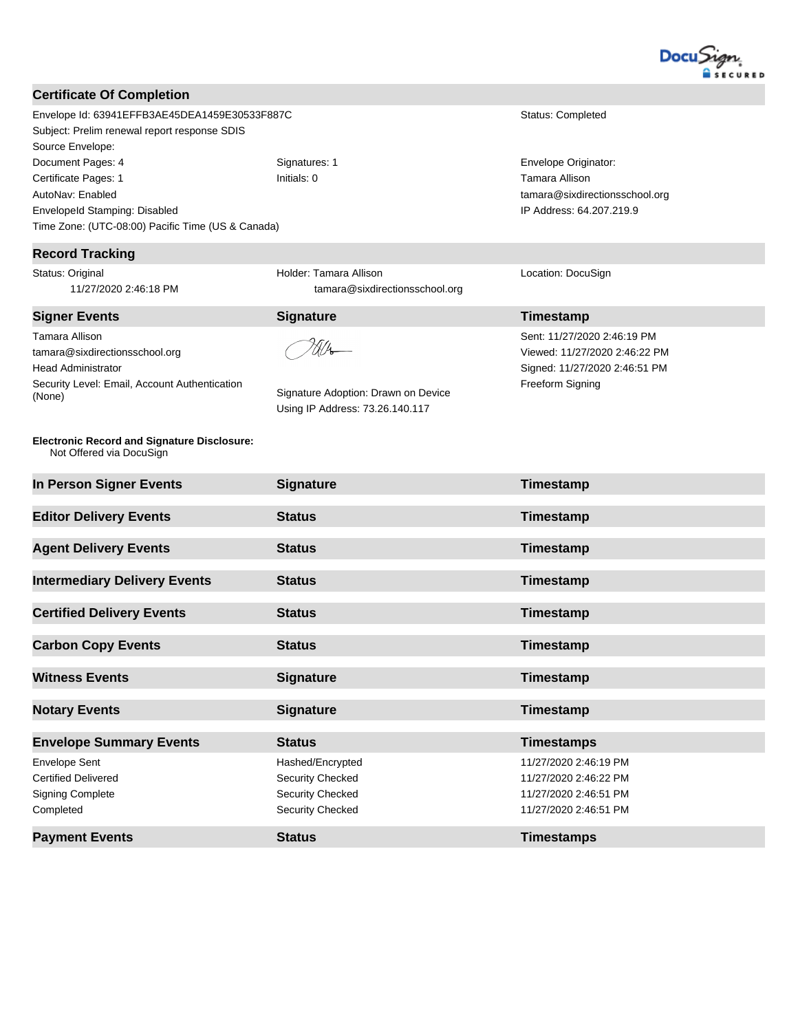## Certificate Of Completion

| | | |
|---|---|---|
| Envelope Id: 63941EFFB3AE45DEA1459E30533F887C | | Status: Completed |
| Subject: Prelim renewal report response SDIS | | |
| Source Envelope: | | |
| Document Pages: 4 | Signatures: 1 | Envelope Originator: |
| Certificate Pages: 1 | Initials: 0 | Tamara Allison |
| AutoNav: Enabled | | tamara@sixdirectionsschool.org |
| EnvelopeId Stamping: Disabled | | IP Address: 64.207.219.9 |
| Time Zone: (UTC-08:00) Pacific Time (US & Canada) | | |

## Record Tracking

| | | |
|---|---|---|
| Status: Original<br>11/27/2020 2:46:18 PM | Holder: Tamara Allison<br>tamara@sixdirectionsschool.org | Location: DocuSign |

| Signer Events | Signature | Timestamp |
|---|---|---|
| Tamara Allison<br>tamara@sixdirectionsschool.org<br>Head Administrator<br>Security Level: Email, Account Authentication (None) | Signature Adoption: Drawn on Device<br>Using IP Address: 73.26.140.117 | Sent: 11/27/2020 2:46:19 PM<br>Viewed: 11/27/2020 2:46:22 PM<br>Signed: 11/27/2020 2:46:51 PM<br>Freeform Signing |

**Electronic Record and Signature Disclosure:**
Not Offered via DocuSign

| In Person Signer Events | Signature | Timestamp |
|---|---|---|

| Editor Delivery Events | Status | Timestamp |
|---|---|---|

| Agent Delivery Events | Status | Timestamp |
|---|---|---|

| Intermediary Delivery Events | Status | Timestamp |
|---|---|---|

| Certified Delivery Events | Status | Timestamp |
|---|---|---|

| Carbon Copy Events | Status | Timestamp |
|---|---|---|

| Witness Events | Signature | Timestamp |
|---|---|---|

| Notary Events | Signature | Timestamp |
|---|---|---|

| Envelope Summary Events | Status | Timestamps |
|---|---|---|
| Envelope Sent | Hashed/Encrypted | 11/27/2020 2:46:19 PM |
| Certified Delivered | Security Checked | 11/27/2020 2:46:22 PM |
| Signing Complete | Security Checked | 11/27/2020 2:46:51 PM |
| Completed | Security Checked | 11/27/2020 2:46:51 PM |

| Payment Events | Status | Timestamps |
|---|---|---|